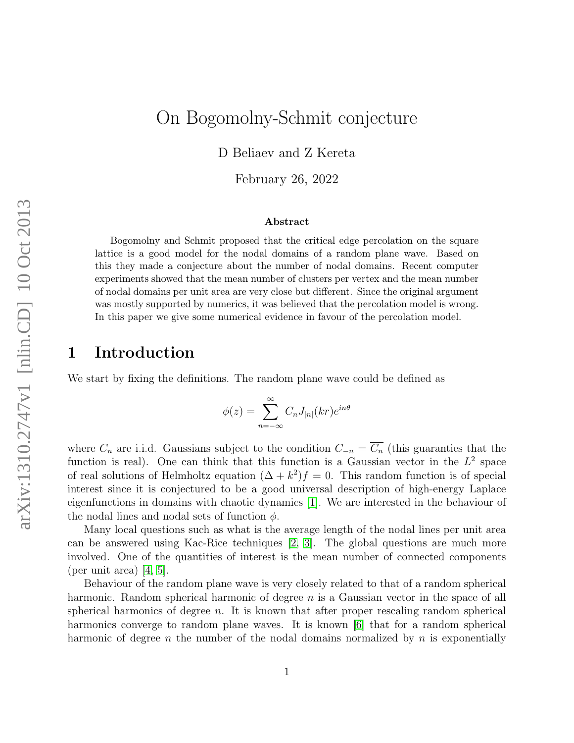# On Bogomolny-Schmit conjecture

D Beliaev and Z Kereta

February 26, 2022

### Abstract

Bogomolny and Schmit proposed that the critical edge percolation on the square lattice is a good model for the nodal domains of a random plane wave. Based on this they made a conjecture about the number of nodal domains. Recent computer experiments showed that the mean number of clusters per vertex and the mean number of nodal domains per unit area are very close but different. Since the original argument was mostly supported by numerics, it was believed that the percolation model is wrong. In this paper we give some numerical evidence in favour of the percolation model.

## 1 Introduction

We start by fixing the definitions. The random plane wave could be defined as

$$\phi(z) = \sum_{n=-\infty}^{\infty} C_n J_{|n|}(kr) e^{in\theta}$$

where $C_n$ are i.i.d. Gaussians subject to the condition $C_{-n} = \overline{C_n}$ (this guaranties that the function is real). One can think that this function is a Gaussian vector in the $L^2$ space of real solutions of Helmholtz equation $(\Delta + k^2)f = 0$. This random function is of special interest since it is conjectured to be a good universal description of high-energy Laplace eigenfunctions in domains with chaotic dynamics [1]. We are interested in the behaviour of the nodal lines and nodal sets of function $\phi$.

Many local questions such as what is the average length of the nodal lines per unit area can be answered using Kac-Rice techniques [2, 3]. The global questions are much more involved. One of the quantities of interest is the mean number of connected components (per unit area) [4, 5].

Behaviour of the random plane wave is very closely related to that of a random spherical harmonic. Random spherical harmonic of degree $n$ is a Gaussian vector in the space of all spherical harmonics of degree $n$. It is known that after proper rescaling random spherical harmonics converge to random plane waves. It is known [6] that for a random spherical harmonic of degree $n$ the number of the nodal domains normalized by $n$ is exponentially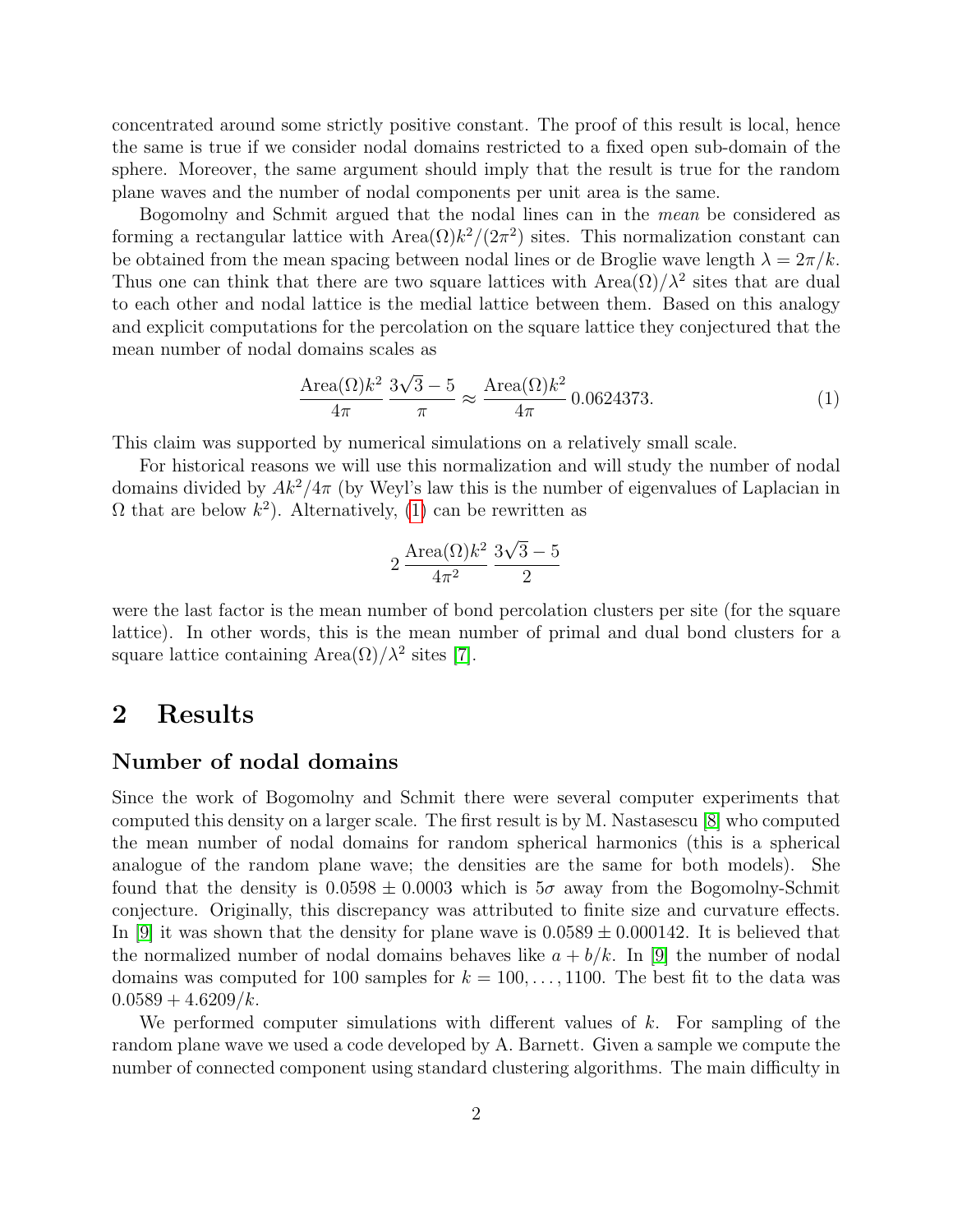concentrated around some strictly positive constant. The proof of this result is local, hence the same is true if we consider nodal domains restricted to a fixed open sub-domain of the sphere. Moreover, the same argument should imply that the result is true for the random plane waves and the number of nodal components per unit area is the same.

Bogomolny and Schmit argued that the nodal lines can in the *mean* be considered as forming a rectangular lattice with $\mathrm{Area}(\Omega)k^2/(2\pi^2)$ sites. This normalization constant can be obtained from the mean spacing between nodal lines or de Broglie wave length $\lambda = 2\pi/k$. Thus one can think that there are two square lattices with $\mathrm{Area}(\Omega)/\lambda^2$ sites that are dual to each other and nodal lattice is the medial lattice between them. Based on this analogy and explicit computations for the percolation on the square lattice they conjectured that the mean number of nodal domains scales as

$$\frac{\mathrm{Area}(\Omega)k^2}{4\pi}\,\frac{3\sqrt{3}-5}{\pi} \approx \frac{\mathrm{Area}(\Omega)k^2}{4\pi}\,0.0624373. \tag{1}$$

This claim was supported by numerical simulations on a relatively small scale.

For historical reasons we will use this normalization and will study the number of nodal domains divided by $Ak^2/4\pi$ (by Weyl's law this is the number of eigenvalues of Laplacian in $\Omega$ that are below $k^2$). Alternatively, (1) can be rewritten as

$$2\,\frac{\mathrm{Area}(\Omega)k^2}{4\pi^2}\,\frac{3\sqrt{3}-5}{2}$$

were the last factor is the mean number of bond percolation clusters per site (for the square lattice). In other words, this is the mean number of primal and dual bond clusters for a square lattice containing $\mathrm{Area}(\Omega)/\lambda^2$ sites [7].

## 2 Results

### Number of nodal domains

Since the work of Bogomolny and Schmit there were several computer experiments that computed this density on a larger scale. The first result is by M. Nastasescu [8] who computed the mean number of nodal domains for random spherical harmonics (this is a spherical analogue of the random plane wave; the densities are the same for both models). She found that the density is $0.0598 \pm 0.0003$ which is $5\sigma$ away from the Bogomolny-Schmit conjecture. Originally, this discrepancy was attributed to finite size and curvature effects. In [9] it was shown that the density for plane wave is $0.0589 \pm 0.000142$. It is believed that the normalized number of nodal domains behaves like $a + b/k$. In [9] the number of nodal domains was computed for 100 samples for $k = 100, \ldots, 1100$. The best fit to the data was $0.0589 + 4.6209/k$.

We performed computer simulations with different values of $k$. For sampling of the random plane wave we used a code developed by A. Barnett. Given a sample we compute the number of connected component using standard clustering algorithms. The main difficulty in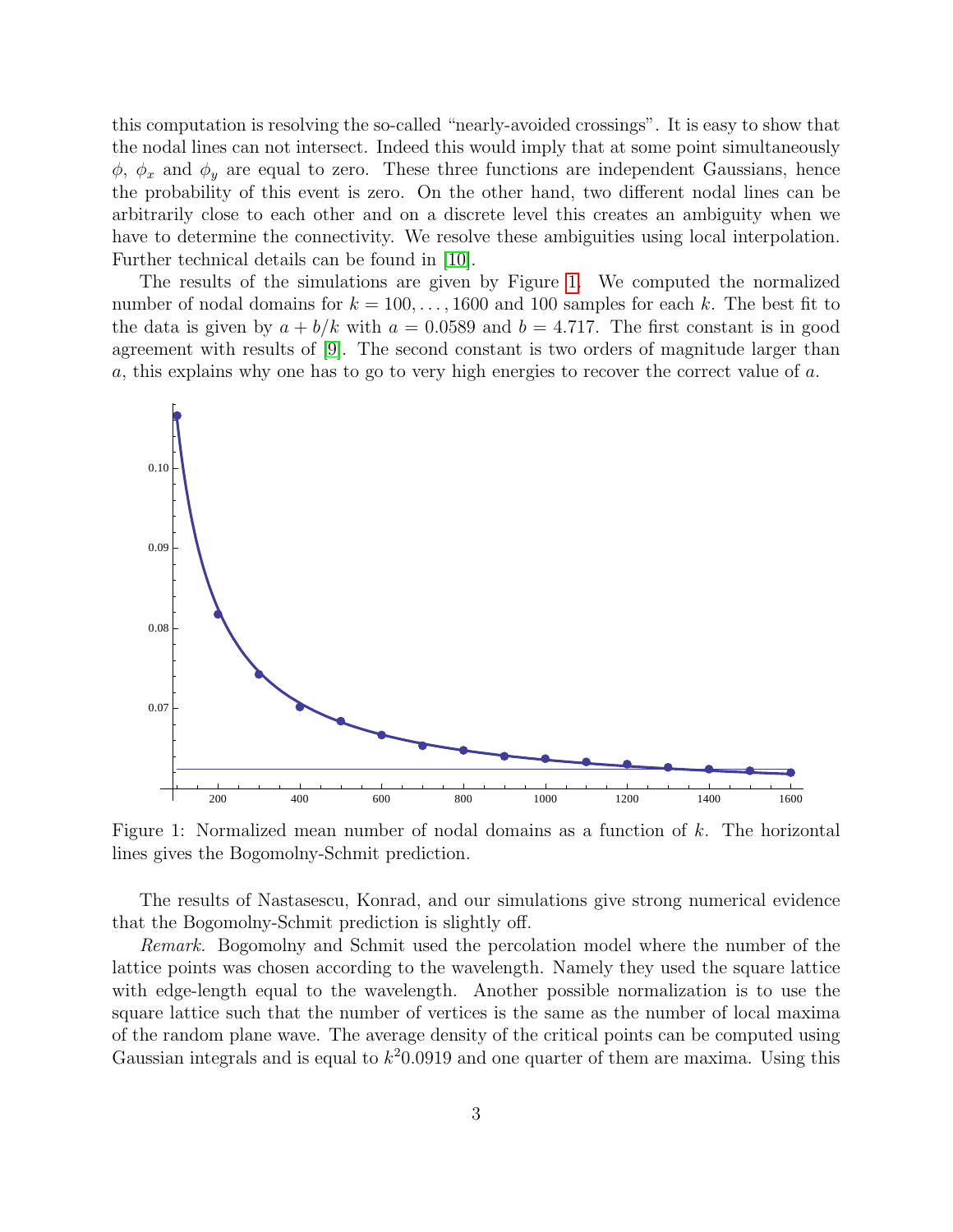this computation is resolving the so-called "nearly-avoided crossings". It is easy to show that the nodal lines can not intersect. Indeed this would imply that at some point simultaneously $\phi$, $\phi_x$ and $\phi_y$ are equal to zero. These three functions are independent Gaussians, hence the probability of this event is zero. On the other hand, two different nodal lines can be arbitrarily close to each other and on a discrete level this creates an ambiguity when we have to determine the connectivity. We resolve these ambiguities using local interpolation. Further technical details can be found in [10].

The results of the simulations are given by Figure 1. We computed the normalized number of nodal domains for $k = 100, \ldots, 1600$ and 100 samples for each $k$. The best fit to the data is given by $a + b/k$ with $a = 0.0589$ and $b = 4.717$. The first constant is in good agreement with results of [9]. The second constant is two orders of magnitude larger than $a$, this explains why one has to go to very high energies to recover the correct value of $a$.

Figure 1: Normalized mean number of nodal domains as a function of $k$. The horizontal lines gives the Bogomolny-Schmit prediction.

The results of Nastasescu, Konrad, and our simulations give strong numerical evidence that the Bogomolny-Schmit prediction is slightly off.

*Remark.* Bogomolny and Schmit used the percolation model where the number of the lattice points was chosen according to the wavelength. Namely they used the square lattice with edge-length equal to the wavelength. Another possible normalization is to use the square lattice such that the number of vertices is the same as the number of local maxima of the random plane wave. The average density of the critical points can be computed using Gaussian integrals and is equal to $k^2 0.0919$ and one quarter of them are maxima. Using this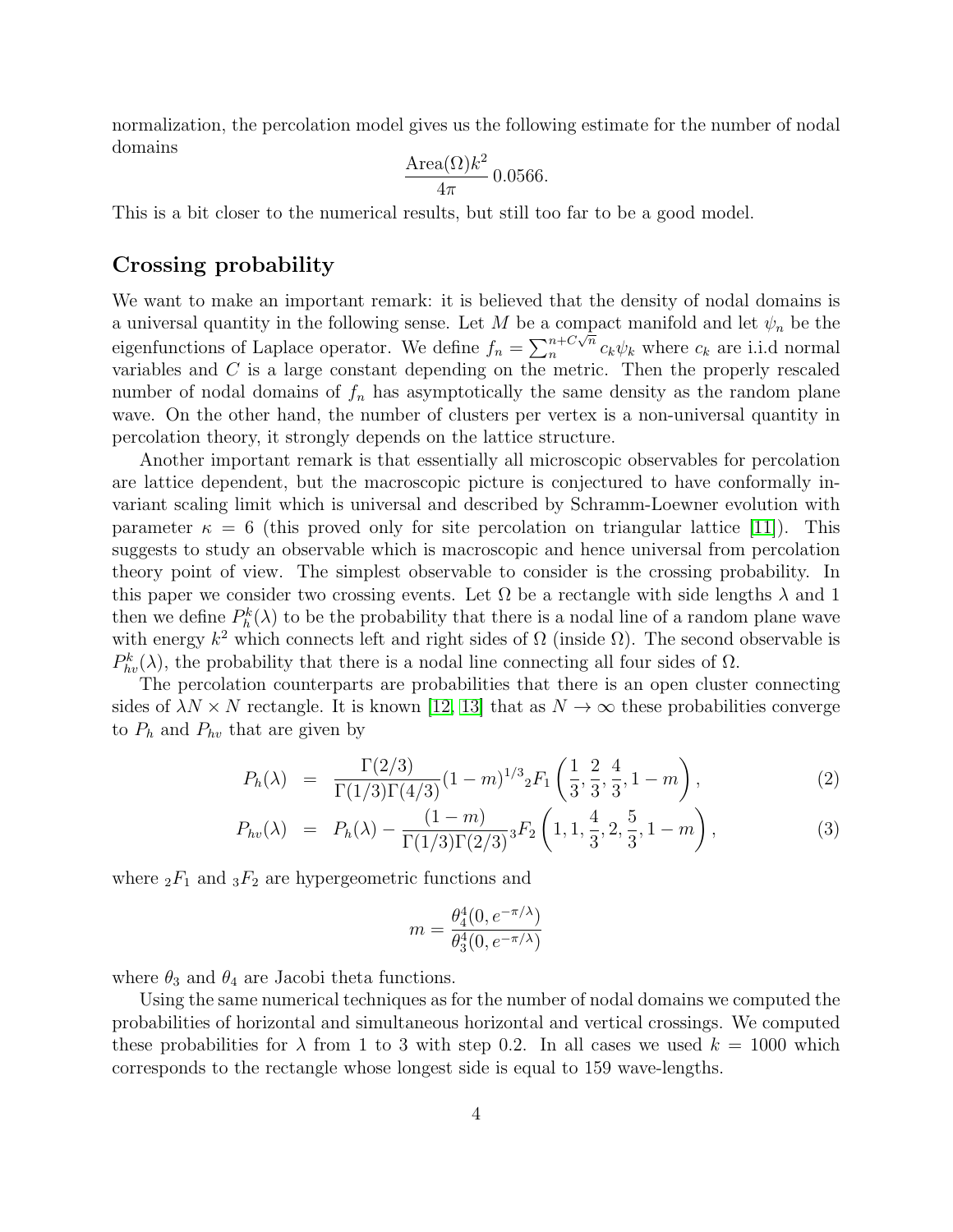normalization, the percolation model gives us the following estimate for the number of nodal domains

$$\frac{\text{Area}(\Omega)k^2}{4\pi}\,0.0566.$$

This is a bit closer to the numerical results, but still too far to be a good model.

## Crossing probability

We want to make an important remark: it is believed that the density of nodal domains is a universal quantity in the following sense. Let $M$ be a compact manifold and let $\psi_n$ be the eigenfunctions of Laplace operator. We define $f_n = \sum_n^{n+C\sqrt{n}} c_k \psi_k$ where $c_k$ are i.i.d normal variables and $C$ is a large constant depending on the metric. Then the properly rescaled number of nodal domains of $f_n$ has asymptotically the same density as the random plane wave. On the other hand, the number of clusters per vertex is a non-universal quantity in percolation theory, it strongly depends on the lattice structure.

Another important remark is that essentially all microscopic observables for percolation are lattice dependent, but the macroscopic picture is conjectured to have conformally invariant scaling limit which is universal and described by Schramm-Loewner evolution with parameter $\kappa = 6$ (this proved only for site percolation on triangular lattice [11]). This suggests to study an observable which is macroscopic and hence universal from percolation theory point of view. The simplest observable to consider is the crossing probability. In this paper we consider two crossing events. Let $\Omega$ be a rectangle with side lengths $\lambda$ and 1 then we define $P_h^k(\lambda)$ to be the probability that there is a nodal line of a random plane wave with energy $k^2$ which connects left and right sides of $\Omega$ (inside $\Omega$). The second observable is $P_{hv}^k(\lambda)$, the probability that there is a nodal line connecting all four sides of $\Omega$.

The percolation counterparts are probabilities that there is an open cluster connecting sides of $\lambda N \times N$ rectangle. It is known [12, 13] that as $N \to \infty$ these probabilities converge to $P_h$ and $P_{hv}$ that are given by

$$P_h(\lambda) = \frac{\Gamma(2/3)}{\Gamma(1/3)\Gamma(4/3)}(1-m)^{1/3}{}_2F_1\left(\frac{1}{3},\frac{2}{3},\frac{4}{3},1-m\right), \tag{2}$$

$$P_{hv}(\lambda) = P_h(\lambda) - \frac{(1-m)}{\Gamma(1/3)\Gamma(2/3)}{}_3F_2\left(1,1,\frac{4}{3},2,\frac{5}{3},1-m\right), \tag{3}$$

where ${}_2F_1$ and ${}_3F_2$ are hypergeometric functions and

$$m = \frac{\theta_4^4(0, e^{-\pi/\lambda})}{\theta_3^4(0, e^{-\pi/\lambda})}$$

where $\theta_3$ and $\theta_4$ are Jacobi theta functions.

Using the same numerical techniques as for the number of nodal domains we computed the probabilities of horizontal and simultaneous horizontal and vertical crossings. We computed these probabilities for $\lambda$ from 1 to 3 with step 0.2. In all cases we used $k = 1000$ which corresponds to the rectangle whose longest side is equal to 159 wave-lengths.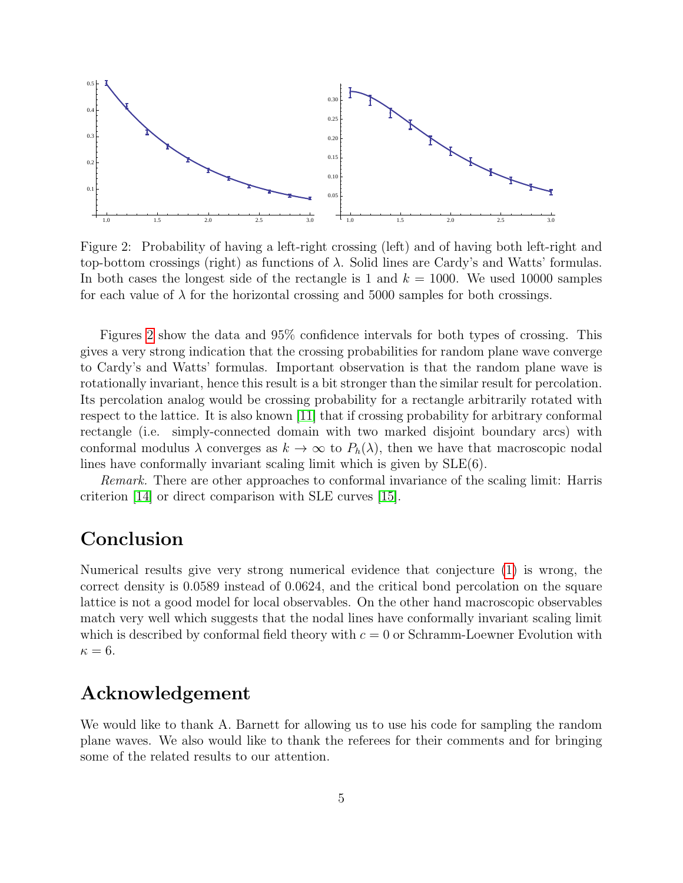Figure 2: Probability of having a left-right crossing (left) and of having both left-right and top-bottom crossings (right) as functions of $\lambda$. Solid lines are Cardy's and Watts' formulas. In both cases the longest side of the rectangle is 1 and $k = 1000$. We used 10000 samples for each value of $\lambda$ for the horizontal crossing and 5000 samples for both crossings.

Figures 2 show the data and 95% confidence intervals for both types of crossing. This gives a very strong indication that the crossing probabilities for random plane wave converge to Cardy's and Watts' formulas. Important observation is that the random plane wave is rotationally invariant, hence this result is a bit stronger than the similar result for percolation. Its percolation analog would be crossing probability for a rectangle arbitrarily rotated with respect to the lattice. It is also known [11] that if crossing probability for arbitrary conformal rectangle (i.e. simply-connected domain with two marked disjoint boundary arcs) with conformal modulus $\lambda$ converges as $k \to \infty$ to $P_h(\lambda)$, then we have that macroscopic nodal lines have conformally invariant scaling limit which is given by SLE(6).

*Remark.* There are other approaches to conformal invariance of the scaling limit: Harris criterion [14] or direct comparison with SLE curves [15].

## Conclusion

Numerical results give very strong numerical evidence that conjecture (1) is wrong, the correct density is 0.0589 instead of 0.0624, and the critical bond percolation on the square lattice is not a good model for local observables. On the other hand macroscopic observables match very well which suggests that the nodal lines have conformally invariant scaling limit which is described by conformal field theory with $c = 0$ or Schramm-Loewner Evolution with $\kappa = 6$.

## Acknowledgement

We would like to thank A. Barnett for allowing us to use his code for sampling the random plane waves. We also would like to thank the referees for their comments and for bringing some of the related results to our attention.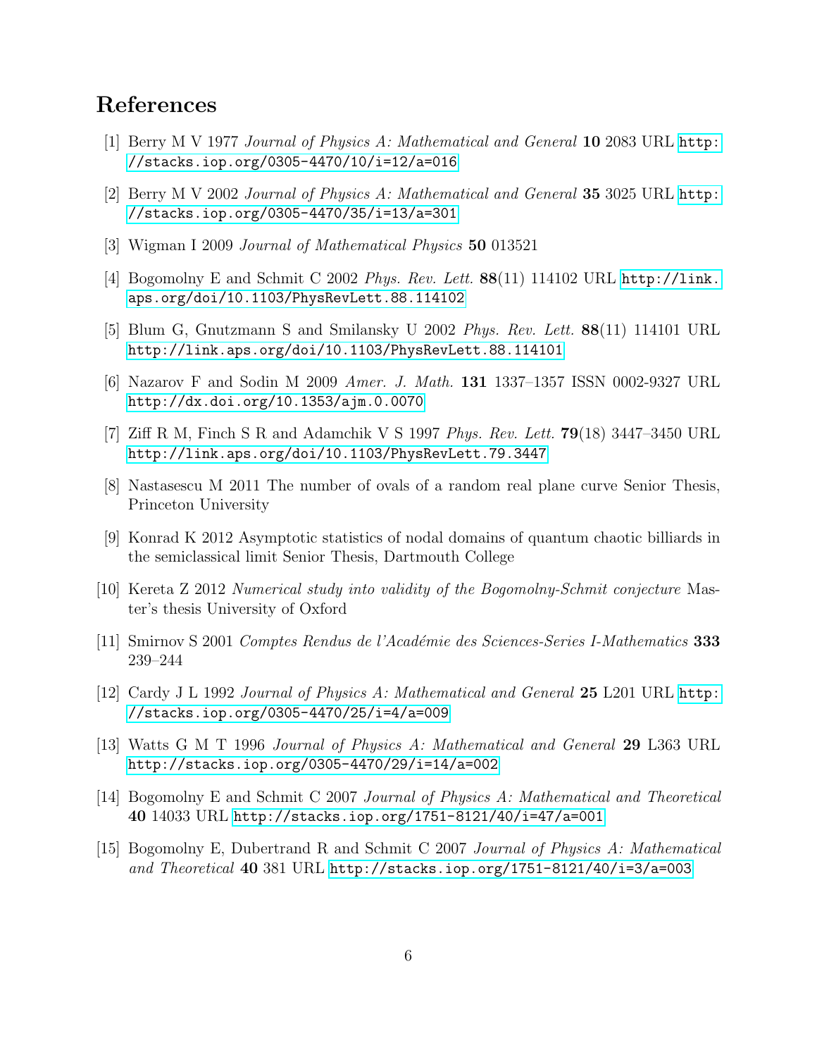## References

[1] Berry M V 1977 *Journal of Physics A: Mathematical and General* **10** 2083 URL http://stacks.iop.org/0305-4470/10/i=12/a=016

[2] Berry M V 2002 *Journal of Physics A: Mathematical and General* **35** 3025 URL http://stacks.iop.org/0305-4470/35/i=13/a=301

[3] Wigman I 2009 *Journal of Mathematical Physics* **50** 013521

[4] Bogomolny E and Schmit C 2002 *Phys. Rev. Lett.* **88**(11) 114102 URL http://link.aps.org/doi/10.1103/PhysRevLett.88.114102

[5] Blum G, Gnutzmann S and Smilansky U 2002 *Phys. Rev. Lett.* **88**(11) 114101 URL http://link.aps.org/doi/10.1103/PhysRevLett.88.114101

[6] Nazarov F and Sodin M 2009 *Amer. J. Math.* **131** 1337–1357 ISSN 0002-9327 URL http://dx.doi.org/10.1353/ajm.0.0070

[7] Ziff R M, Finch S R and Adamchik V S 1997 *Phys. Rev. Lett.* **79**(18) 3447–3450 URL http://link.aps.org/doi/10.1103/PhysRevLett.79.3447

[8] Nastasescu M 2011 The number of ovals of a random real plane curve Senior Thesis, Princeton University

[9] Konrad K 2012 Asymptotic statistics of nodal domains of quantum chaotic billiards in the semiclassical limit Senior Thesis, Dartmouth College

[10] Kereta Z 2012 *Numerical study into validity of the Bogomolny-Schmit conjecture* Master's thesis University of Oxford

[11] Smirnov S 2001 *Comptes Rendus de l'Académie des Sciences-Series I-Mathematics* **333** 239–244

[12] Cardy J L 1992 *Journal of Physics A: Mathematical and General* **25** L201 URL http://stacks.iop.org/0305-4470/25/i=4/a=009

[13] Watts G M T 1996 *Journal of Physics A: Mathematical and General* **29** L363 URL http://stacks.iop.org/0305-4470/29/i=14/a=002

[14] Bogomolny E and Schmit C 2007 *Journal of Physics A: Mathematical and Theoretical* **40** 14033 URL http://stacks.iop.org/1751-8121/40/i=47/a=001

[15] Bogomolny E, Dubertrand R and Schmit C 2007 *Journal of Physics A: Mathematical and Theoretical* **40** 381 URL http://stacks.iop.org/1751-8121/40/i=3/a=003